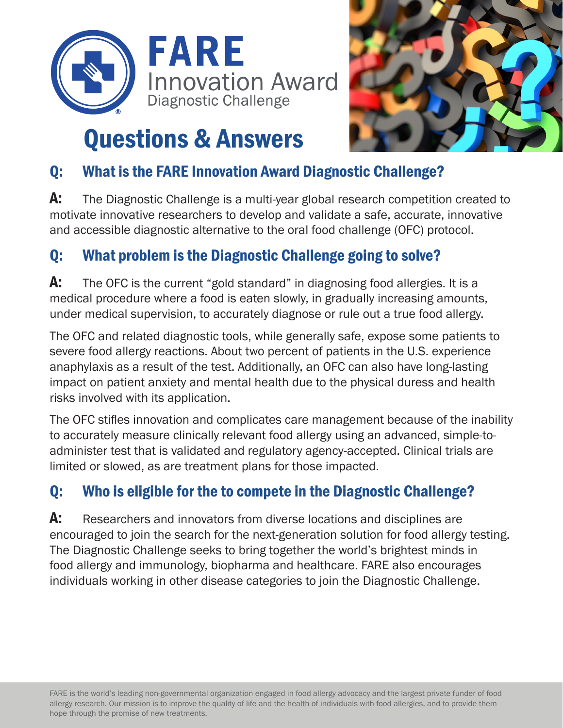FARE

Innovation Award

Diagnostic Challenge

# Questions & Answers

## Q: What is the FARE Innovation Award Diagnostic Challenge?

**A:** The Diagnostic Challenge is a multi-year global research competition created to motivate innovative researchers to develop and validate a safe, accurate, innovative and accessible diagnostic alternative to the oral food challenge (OFC) protocol.

## Q: What problem is the Diagnostic Challenge going to solve?

**A:** The OFC is the current "gold standard" in diagnosing food allergies. It is a medical procedure where a food is eaten slowly, in gradually increasing amounts, under medical supervision, to accurately diagnose or rule out a true food allergy.

The OFC and related diagnostic tools, while generally safe, expose some patients to severe food allergy reactions. About two percent of patients in the U.S. experience anaphylaxis as a result of the test. Additionally, an OFC can also have long-lasting impact on patient anxiety and mental health due to the physical duress and health risks involved with its application.

The OFC stifles innovation and complicates care management because of the inability to accurately measure clinically relevant food allergy using an advanced, simple-to-administer test that is validated and regulatory agency-accepted. Clinical trials are limited or slowed, as are treatment plans for those impacted.

## Q: Who is eligible for the to compete in the Diagnostic Challenge?

**A:** Researchers and innovators from diverse locations and disciplines are encouraged to join the search for the next-generation solution for food allergy testing. The Diagnostic Challenge seeks to bring together the world's brightest minds in food allergy and immunology, biopharma and healthcare. FARE also encourages individuals working in other disease categories to join the Diagnostic Challenge.

FARE is the world's leading non-governmental organization engaged in food allergy advocacy and the largest private funder of food allergy research. Our mission is to improve the quality of life and the health of individuals with food allergies, and to provide them hope through the promise of new treatments.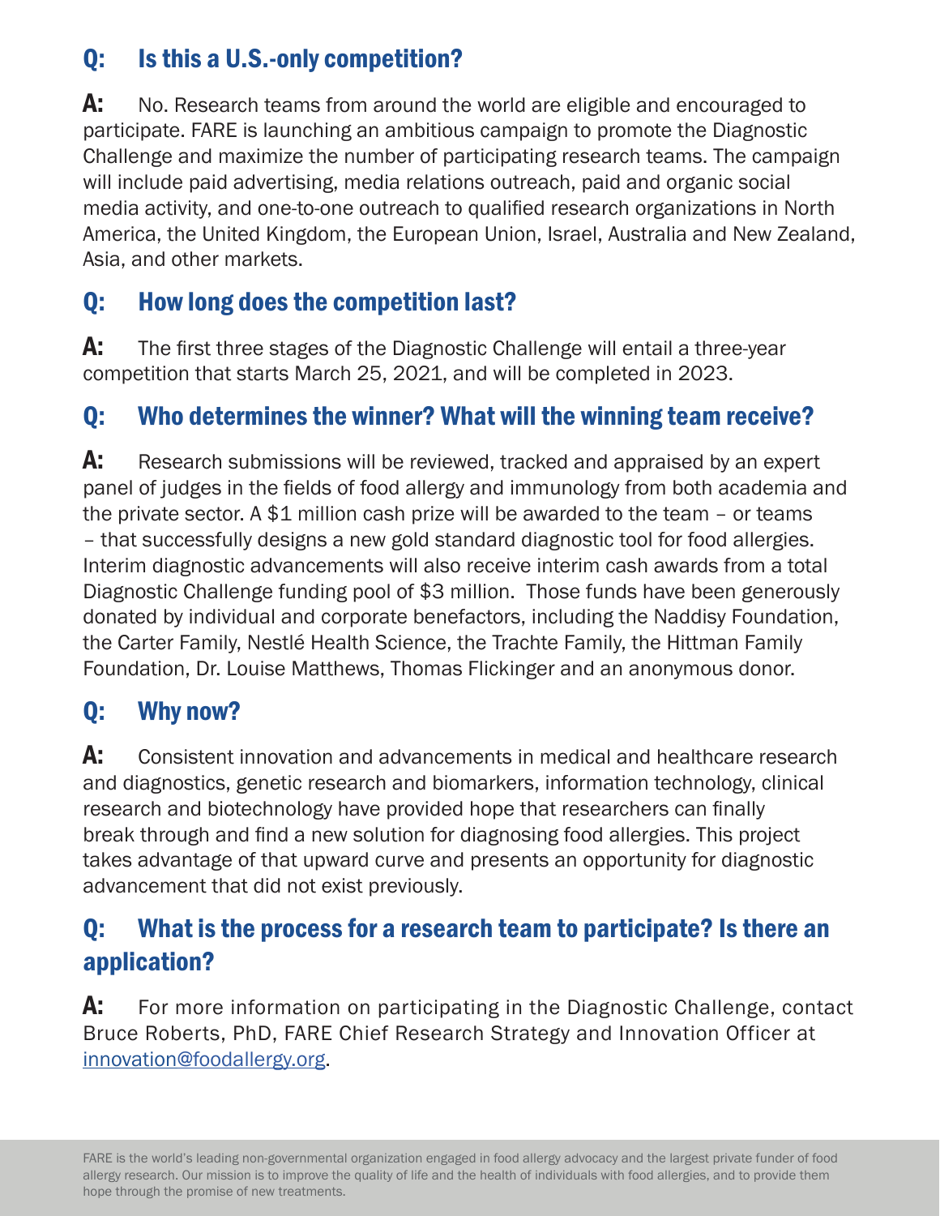## Q: Is this a U.S.-only competition?

**A:** No. Research teams from around the world are eligible and encouraged to participate. FARE is launching an ambitious campaign to promote the Diagnostic Challenge and maximize the number of participating research teams. The campaign will include paid advertising, media relations outreach, paid and organic social media activity, and one-to-one outreach to qualified research organizations in North America, the United Kingdom, the European Union, Israel, Australia and New Zealand, Asia, and other markets.

## Q: How long does the competition last?

**A:** The first three stages of the Diagnostic Challenge will entail a three-year competition that starts March 25, 2021, and will be completed in 2023.

## Q: Who determines the winner? What will the winning team receive?

**A:** Research submissions will be reviewed, tracked and appraised by an expert panel of judges in the fields of food allergy and immunology from both academia and the private sector. A $1 million cash prize will be awarded to the team – or teams – that successfully designs a new gold standard diagnostic tool for food allergies. Interim diagnostic advancements will also receive interim cash awards from a total Diagnostic Challenge funding pool of $3 million. Those funds have been generously donated by individual and corporate benefactors, including the Naddisy Foundation, the Carter Family, Nestlé Health Science, the Trachte Family, the Hittman Family Foundation, Dr. Louise Matthews, Thomas Flickinger and an anonymous donor.

## Q: Why now?

**A:** Consistent innovation and advancements in medical and healthcare research and diagnostics, genetic research and biomarkers, information technology, clinical research and biotechnology have provided hope that researchers can finally break through and find a new solution for diagnosing food allergies. This project takes advantage of that upward curve and presents an opportunity for diagnostic advancement that did not exist previously.

## Q: What is the process for a research team to participate? Is there an application?

**A:** For more information on participating in the Diagnostic Challenge, contact Bruce Roberts, PhD, FARE Chief Research Strategy and Innovation Officer at [innovation@foodallergy.org](mailto:innovation@foodallergy.org).

FARE is the world's leading non-governmental organization engaged in food allergy advocacy and the largest private funder of food allergy research. Our mission is to improve the quality of life and the health of individuals with food allergies, and to provide them hope through the promise of new treatments.